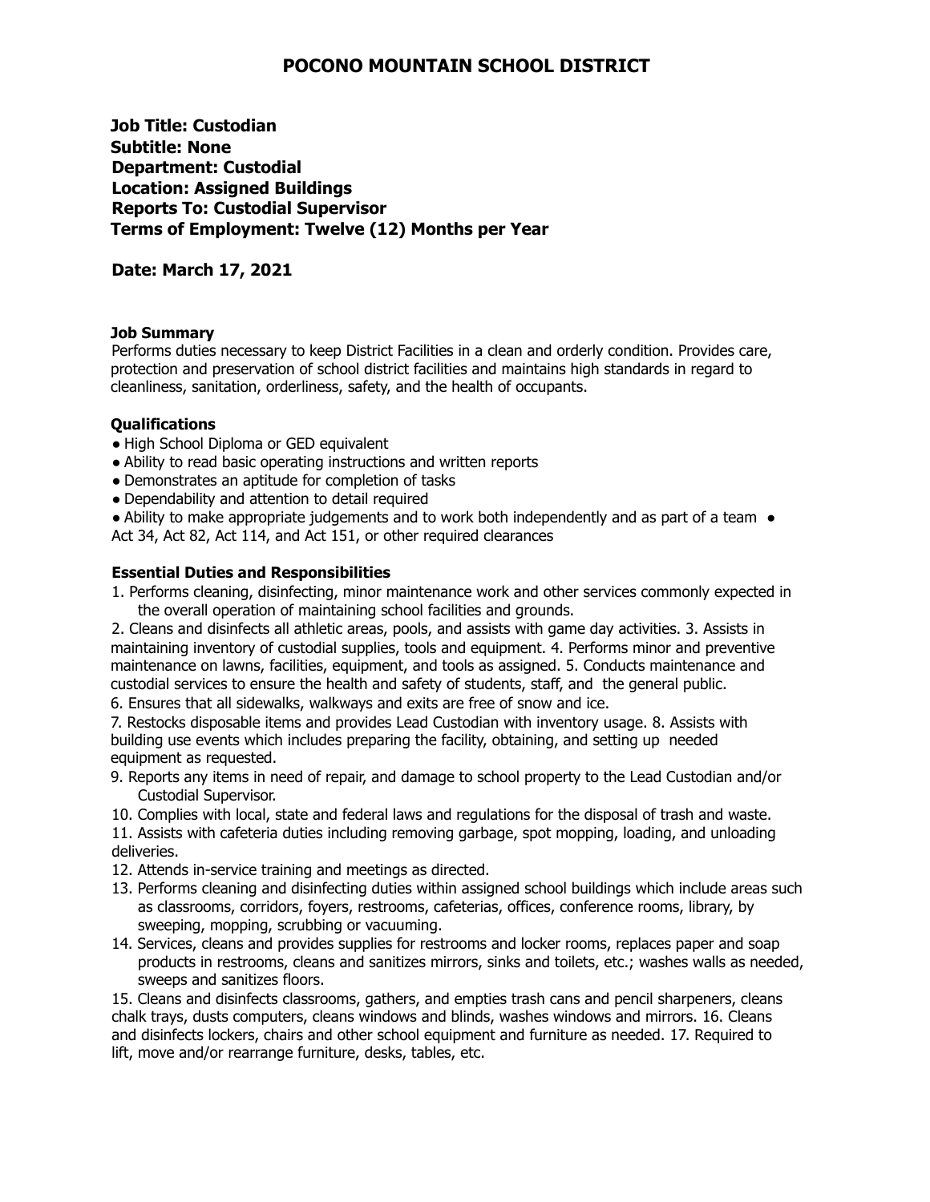# POCONO MOUNTAIN SCHOOL DISTRICT

**Job Title: Custodian**
**Subtitle: None**
**Department: Custodial**
**Location: Assigned Buildings**
**Reports To: Custodial Supervisor**
**Terms of Employment: Twelve (12) Months per Year**

**Date: March 17, 2021**

### Job Summary

Performs duties necessary to keep District Facilities in a clean and orderly condition. Provides care, protection and preservation of school district facilities and maintains high standards in regard to cleanliness, sanitation, orderliness, safety, and the health of occupants.

### Qualifications

- High School Diploma or GED equivalent
- Ability to read basic operating instructions and written reports
- Demonstrates an aptitude for completion of tasks
- Dependability and attention to detail required
- Ability to make appropriate judgements and to work both independently and as part of a team
- Act 34, Act 82, Act 114, and Act 151, or other required clearances

### Essential Duties and Responsibilities

1. Performs cleaning, disinfecting, minor maintenance work and other services commonly expected in the overall operation of maintaining school facilities and grounds.
2. Cleans and disinfects all athletic areas, pools, and assists with game day activities.
3. Assists in maintaining inventory of custodial supplies, tools and equipment.
4. Performs minor and preventive maintenance on lawns, facilities, equipment, and tools as assigned.
5. Conducts maintenance and custodial services to ensure the health and safety of students, staff, and the general public.
6. Ensures that all sidewalks, walkways and exits are free of snow and ice.
7. Restocks disposable items and provides Lead Custodian with inventory usage.
8. Assists with building use events which includes preparing the facility, obtaining, and setting up needed equipment as requested.
9. Reports any items in need of repair, and damage to school property to the Lead Custodian and/or Custodial Supervisor.
10. Complies with local, state and federal laws and regulations for the disposal of trash and waste.
11. Assists with cafeteria duties including removing garbage, spot mopping, loading, and unloading deliveries.
12. Attends in-service training and meetings as directed.
13. Performs cleaning and disinfecting duties within assigned school buildings which include areas such as classrooms, corridors, foyers, restrooms, cafeterias, offices, conference rooms, library, by sweeping, mopping, scrubbing or vacuuming.
14. Services, cleans and provides supplies for restrooms and locker rooms, replaces paper and soap products in restrooms, cleans and sanitizes mirrors, sinks and toilets, etc.; washes walls as needed, sweeps and sanitizes floors.
15. Cleans and disinfects classrooms, gathers, and empties trash cans and pencil sharpeners, cleans chalk trays, dusts computers, cleans windows and blinds, washes windows and mirrors.
16. Cleans and disinfects lockers, chairs and other school equipment and furniture as needed.
17. Required to lift, move and/or rearrange furniture, desks, tables, etc.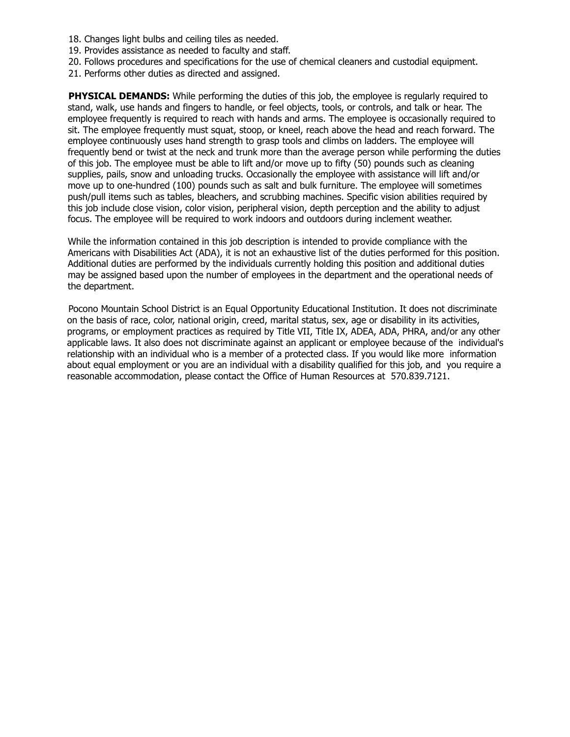18. Changes light bulbs and ceiling tiles as needed.
19. Provides assistance as needed to faculty and staff.
20. Follows procedures and specifications for the use of chemical cleaners and custodial equipment.
21. Performs other duties as directed and assigned.

**PHYSICAL DEMANDS:** While performing the duties of this job, the employee is regularly required to stand, walk, use hands and fingers to handle, or feel objects, tools, or controls, and talk or hear. The employee frequently is required to reach with hands and arms. The employee is occasionally required to sit. The employee frequently must squat, stoop, or kneel, reach above the head and reach forward. The employee continuously uses hand strength to grasp tools and climbs on ladders. The employee will frequently bend or twist at the neck and trunk more than the average person while performing the duties of this job. The employee must be able to lift and/or move up to fifty (50) pounds such as cleaning supplies, pails, snow and unloading trucks. Occasionally the employee with assistance will lift and/or move up to one-hundred (100) pounds such as salt and bulk furniture. The employee will sometimes push/pull items such as tables, bleachers, and scrubbing machines. Specific vision abilities required by this job include close vision, color vision, peripheral vision, depth perception and the ability to adjust focus. The employee will be required to work indoors and outdoors during inclement weather.

While the information contained in this job description is intended to provide compliance with the Americans with Disabilities Act (ADA), it is not an exhaustive list of the duties performed for this position. Additional duties are performed by the individuals currently holding this position and additional duties may be assigned based upon the number of employees in the department and the operational needs of the department.

Pocono Mountain School District is an Equal Opportunity Educational Institution. It does not discriminate on the basis of race, color, national origin, creed, marital status, sex, age or disability in its activities, programs, or employment practices as required by Title VII, Title IX, ADEA, ADA, PHRA, and/or any other applicable laws. It also does not discriminate against an applicant or employee because of the individual's relationship with an individual who is a member of a protected class. If you would like more information about equal employment or you are an individual with a disability qualified for this job, and you require a reasonable accommodation, please contact the Office of Human Resources at 570.839.7121.